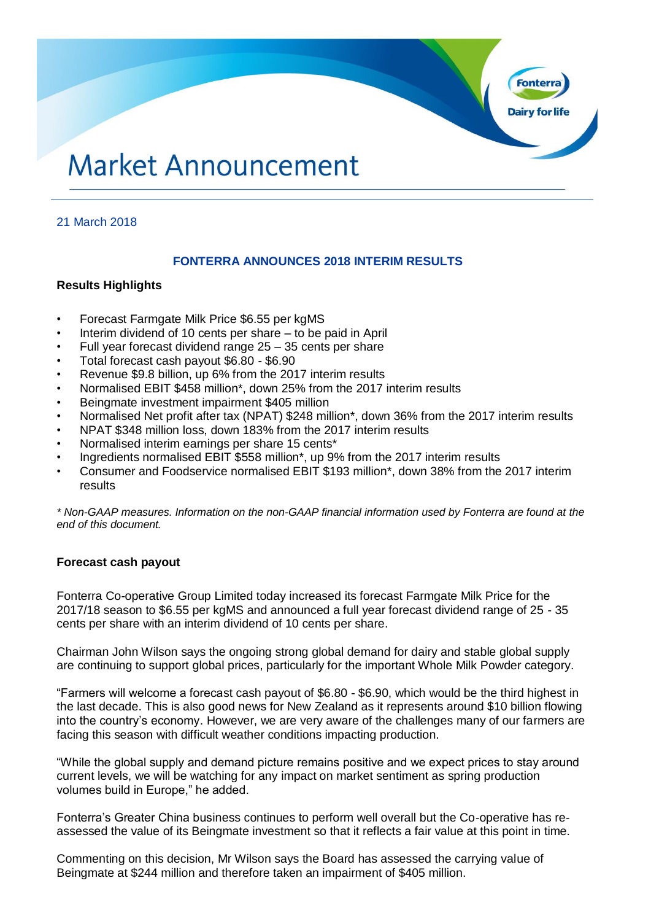# Market Announcement

21 March 2018

## FONTERRA ANNOUNCES 2018 INTERIM RESULTS

### Results Highlights

- Forecast Farmgate Milk Price $6.55 per kgMS
- Interim dividend of 10 cents per share – to be paid in April
- Full year forecast dividend range 25 – 35 cents per share
- Total forecast cash payout $6.80 - $6.90
- Revenue $9.8 billion, up 6% from the 2017 interim results
- Normalised EBIT $458 million*, down 25% from the 2017 interim results
- Beingmate investment impairment $405 million
- Normalised Net profit after tax (NPAT) $248 million*, down 36% from the 2017 interim results
- NPAT $348 million loss, down 183% from the 2017 interim results
- Normalised interim earnings per share 15 cents*
- Ingredients normalised EBIT $558 million*, up 9% from the 2017 interim results
- Consumer and Foodservice normalised EBIT $193 million*, down 38% from the 2017 interim results

*\* Non-GAAP measures. Information on the non-GAAP financial information used by Fonterra are found at the end of this document.*

### Forecast cash payout

Fonterra Co-operative Group Limited today increased its forecast Farmgate Milk Price for the 2017/18 season to $6.55 per kgMS and announced a full year forecast dividend range of 25 - 35 cents per share with an interim dividend of 10 cents per share.

Chairman John Wilson says the ongoing strong global demand for dairy and stable global supply are continuing to support global prices, particularly for the important Whole Milk Powder category.

"Farmers will welcome a forecast cash payout of $6.80 - $6.90, which would be the third highest in the last decade. This is also good news for New Zealand as it represents around $10 billion flowing into the country's economy. However, we are very aware of the challenges many of our farmers are facing this season with difficult weather conditions impacting production.

"While the global supply and demand picture remains positive and we expect prices to stay around current levels, we will be watching for any impact on market sentiment as spring production volumes build in Europe," he added.

Fonterra's Greater China business continues to perform well overall but the Co-operative has re-assessed the value of its Beingmate investment so that it reflects a fair value at this point in time.

Commenting on this decision, Mr Wilson says the Board has assessed the carrying value of Beingmate at $244 million and therefore taken an impairment of $405 million.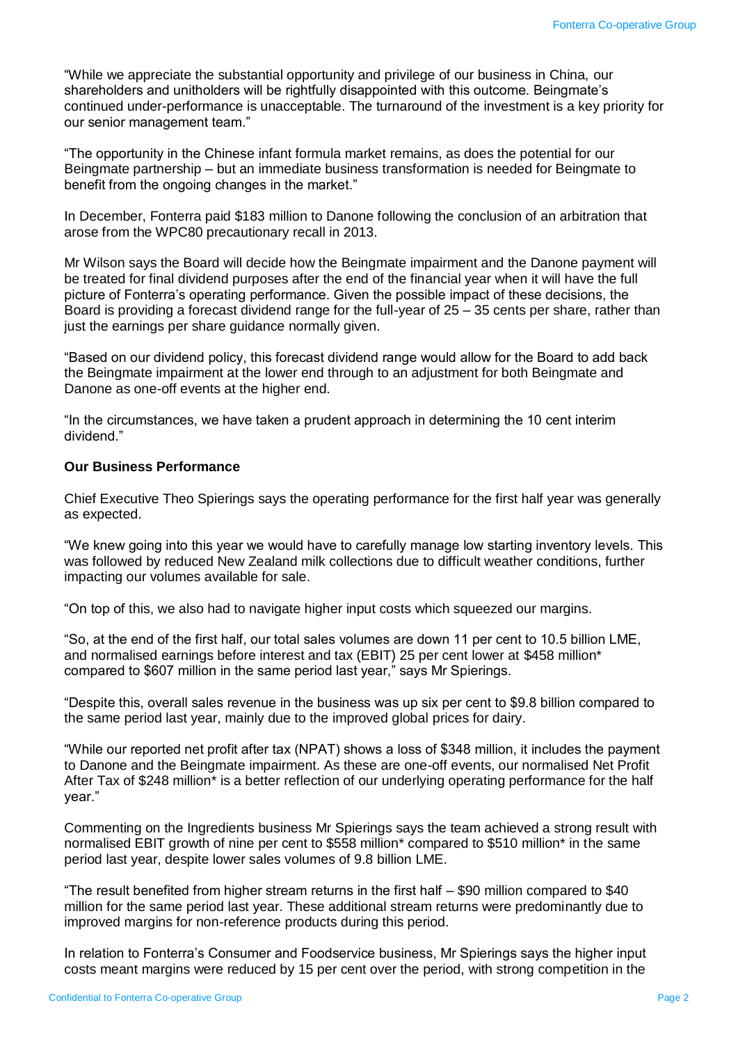"While we appreciate the substantial opportunity and privilege of our business in China, our shareholders and unitholders will be rightfully disappointed with this outcome. Beingmate's continued under-performance is unacceptable. The turnaround of the investment is a key priority for our senior management team."

"The opportunity in the Chinese infant formula market remains, as does the potential for our Beingmate partnership – but an immediate business transformation is needed for Beingmate to benefit from the ongoing changes in the market."

In December, Fonterra paid $183 million to Danone following the conclusion of an arbitration that arose from the WPC80 precautionary recall in 2013.

Mr Wilson says the Board will decide how the Beingmate impairment and the Danone payment will be treated for final dividend purposes after the end of the financial year when it will have the full picture of Fonterra's operating performance. Given the possible impact of these decisions, the Board is providing a forecast dividend range for the full-year of 25 – 35 cents per share, rather than just the earnings per share guidance normally given.

"Based on our dividend policy, this forecast dividend range would allow for the Board to add back the Beingmate impairment at the lower end through to an adjustment for both Beingmate and Danone as one-off events at the higher end.

"In the circumstances, we have taken a prudent approach in determining the 10 cent interim dividend."

**Our Business Performance**

Chief Executive Theo Spierings says the operating performance for the first half year was generally as expected.

"We knew going into this year we would have to carefully manage low starting inventory levels. This was followed by reduced New Zealand milk collections due to difficult weather conditions, further impacting our volumes available for sale.

"On top of this, we also had to navigate higher input costs which squeezed our margins.

"So, at the end of the first half, our total sales volumes are down 11 per cent to 10.5 billion LME, and normalised earnings before interest and tax (EBIT) 25 per cent lower at $458 million* compared to $607 million in the same period last year," says Mr Spierings.

"Despite this, overall sales revenue in the business was up six per cent to $9.8 billion compared to the same period last year, mainly due to the improved global prices for dairy.

"While our reported net profit after tax (NPAT) shows a loss of $348 million, it includes the payment to Danone and the Beingmate impairment. As these are one-off events, our normalised Net Profit After Tax of $248 million* is a better reflection of our underlying operating performance for the half year."

Commenting on the Ingredients business Mr Spierings says the team achieved a strong result with normalised EBIT growth of nine per cent to $558 million* compared to $510 million* in the same period last year, despite lower sales volumes of 9.8 billion LME.

"The result benefited from higher stream returns in the first half – $90 million compared to $40 million for the same period last year. These additional stream returns were predominantly due to improved margins for non-reference products during this period.

In relation to Fonterra's Consumer and Foodservice business, Mr Spierings says the higher input costs meant margins were reduced by 15 per cent over the period, with strong competition in the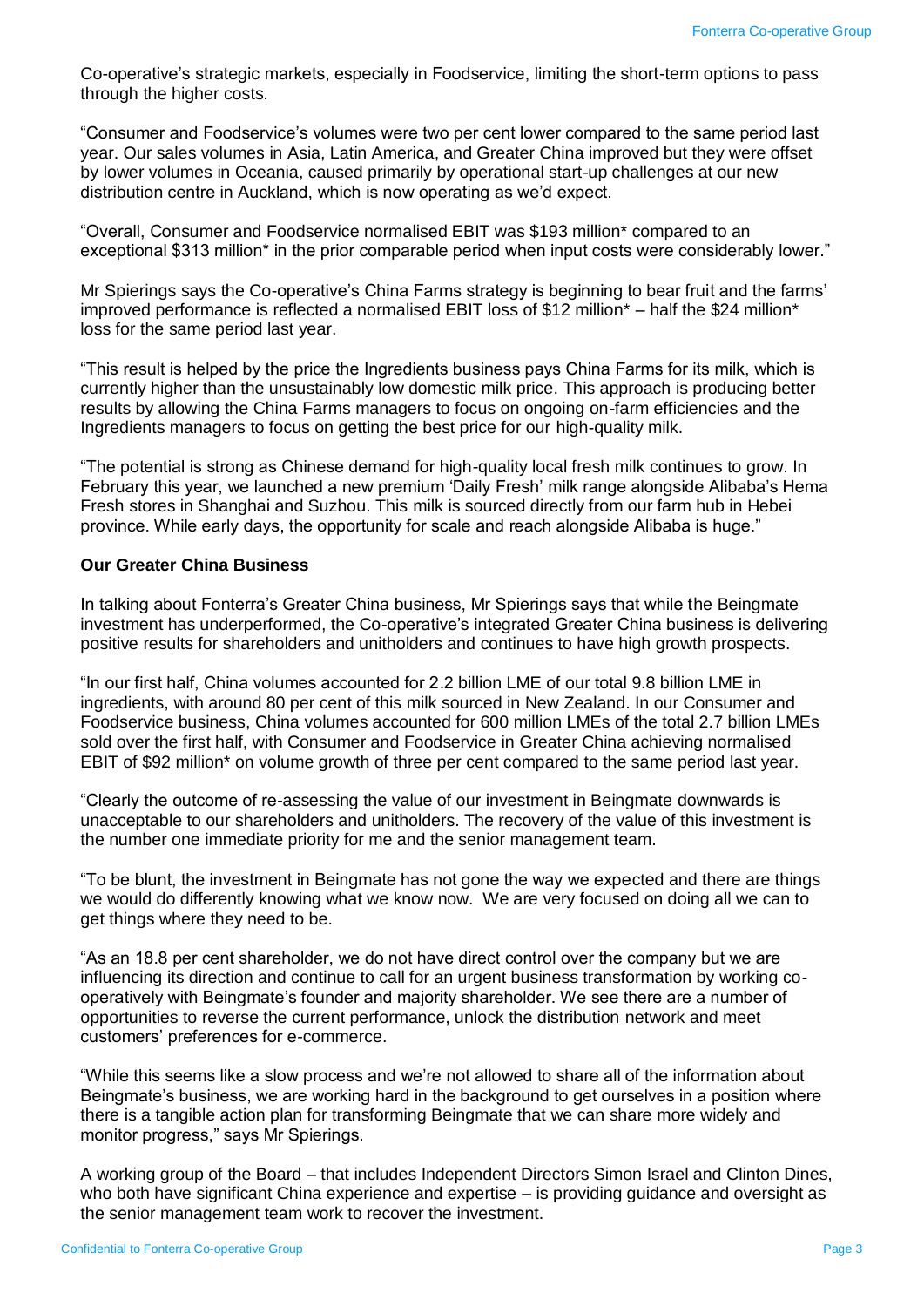Co-operative's strategic markets, especially in Foodservice, limiting the short-term options to pass through the higher costs.

"Consumer and Foodservice's volumes were two per cent lower compared to the same period last year. Our sales volumes in Asia, Latin America, and Greater China improved but they were offset by lower volumes in Oceania, caused primarily by operational start-up challenges at our new distribution centre in Auckland, which is now operating as we'd expect.

"Overall, Consumer and Foodservice normalised EBIT was $193 million* compared to an exceptional $313 million* in the prior comparable period when input costs were considerably lower."

Mr Spierings says the Co-operative's China Farms strategy is beginning to bear fruit and the farms' improved performance is reflected a normalised EBIT loss of $12 million* – half the $24 million* loss for the same period last year.

"This result is helped by the price the Ingredients business pays China Farms for its milk, which is currently higher than the unsustainably low domestic milk price. This approach is producing better results by allowing the China Farms managers to focus on ongoing on-farm efficiencies and the Ingredients managers to focus on getting the best price for our high-quality milk.

"The potential is strong as Chinese demand for high-quality local fresh milk continues to grow. In February this year, we launched a new premium 'Daily Fresh' milk range alongside Alibaba's Hema Fresh stores in Shanghai and Suzhou. This milk is sourced directly from our farm hub in Hebei province. While early days, the opportunity for scale and reach alongside Alibaba is huge."

**Our Greater China Business**

In talking about Fonterra's Greater China business, Mr Spierings says that while the Beingmate investment has underperformed, the Co-operative's integrated Greater China business is delivering positive results for shareholders and unitholders and continues to have high growth prospects.

"In our first half, China volumes accounted for 2.2 billion LME of our total 9.8 billion LME in ingredients, with around 80 per cent of this milk sourced in New Zealand. In our Consumer and Foodservice business, China volumes accounted for 600 million LMEs of the total 2.7 billion LMEs sold over the first half, with Consumer and Foodservice in Greater China achieving normalised EBIT of $92 million* on volume growth of three per cent compared to the same period last year.

"Clearly the outcome of re-assessing the value of our investment in Beingmate downwards is unacceptable to our shareholders and unitholders. The recovery of the value of this investment is the number one immediate priority for me and the senior management team.

"To be blunt, the investment in Beingmate has not gone the way we expected and there are things we would do differently knowing what we know now. We are very focused on doing all we can to get things where they need to be.

"As an 18.8 per cent shareholder, we do not have direct control over the company but we are influencing its direction and continue to call for an urgent business transformation by working co-operatively with Beingmate's founder and majority shareholder. We see there are a number of opportunities to reverse the current performance, unlock the distribution network and meet customers' preferences for e-commerce.

"While this seems like a slow process and we're not allowed to share all of the information about Beingmate's business, we are working hard in the background to get ourselves in a position where there is a tangible action plan for transforming Beingmate that we can share more widely and monitor progress," says Mr Spierings.

A working group of the Board – that includes Independent Directors Simon Israel and Clinton Dines, who both have significant China experience and expertise – is providing guidance and oversight as the senior management team work to recover the investment.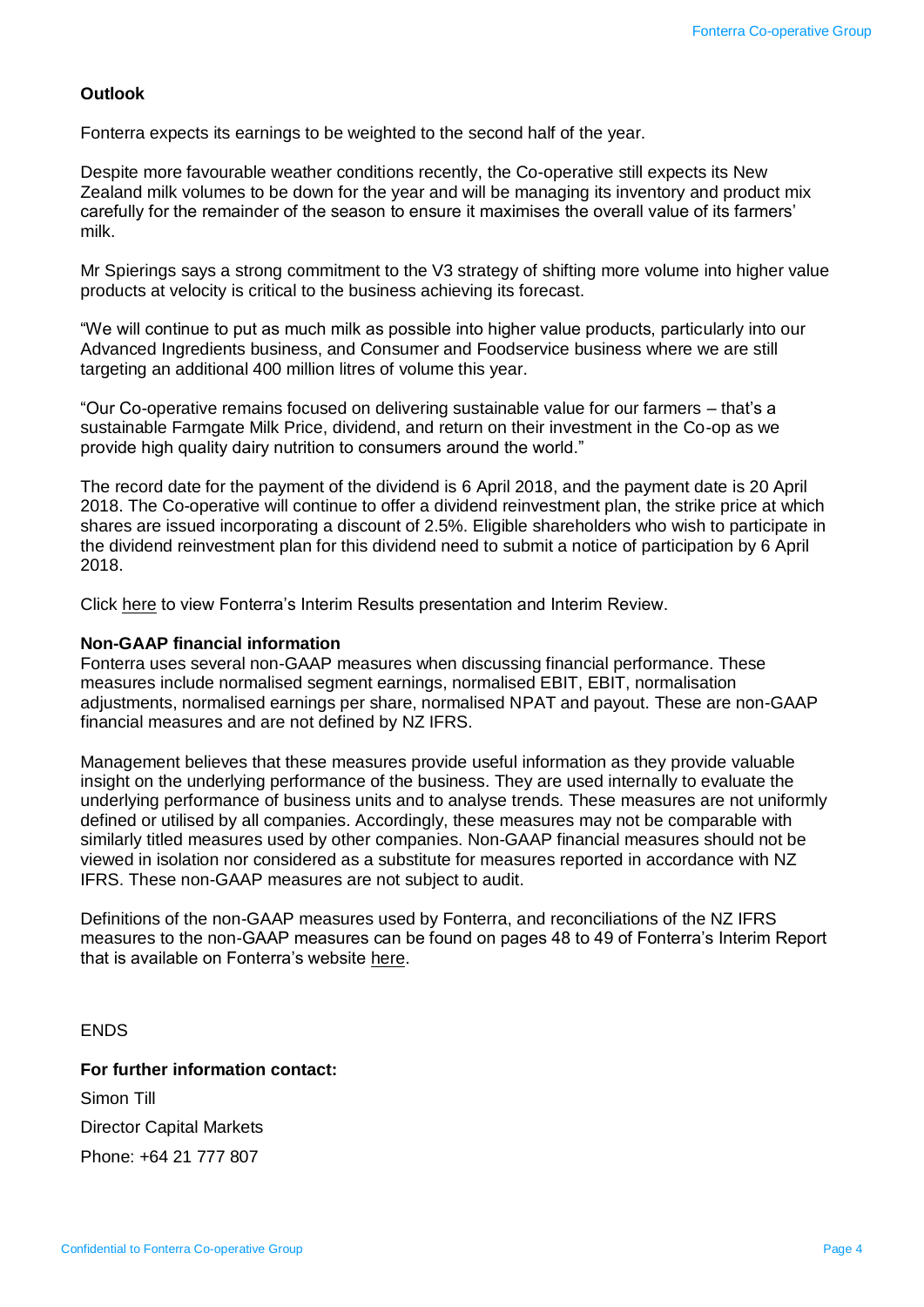**Outlook**

Fonterra expects its earnings to be weighted to the second half of the year.

Despite more favourable weather conditions recently, the Co-operative still expects its New Zealand milk volumes to be down for the year and will be managing its inventory and product mix carefully for the remainder of the season to ensure it maximises the overall value of its farmers' milk.

Mr Spierings says a strong commitment to the V3 strategy of shifting more volume into higher value products at velocity is critical to the business achieving its forecast.

"We will continue to put as much milk as possible into higher value products, particularly into our Advanced Ingredients business, and Consumer and Foodservice business where we are still targeting an additional 400 million litres of volume this year.

"Our Co-operative remains focused on delivering sustainable value for our farmers – that's a sustainable Farmgate Milk Price, dividend, and return on their investment in the Co-op as we provide high quality dairy nutrition to consumers around the world."

The record date for the payment of the dividend is 6 April 2018, and the payment date is 20 April 2018. The Co-operative will continue to offer a dividend reinvestment plan, the strike price at which shares are issued incorporating a discount of 2.5%. Eligible shareholders who wish to participate in the dividend reinvestment plan for this dividend need to submit a notice of participation by 6 April 2018.

Click here to view Fonterra's Interim Results presentation and Interim Review.

**Non-GAAP financial information**

Fonterra uses several non-GAAP measures when discussing financial performance. These measures include normalised segment earnings, normalised EBIT, EBIT, normalisation adjustments, normalised earnings per share, normalised NPAT and payout. These are non-GAAP financial measures and are not defined by NZ IFRS.

Management believes that these measures provide useful information as they provide valuable insight on the underlying performance of the business. They are used internally to evaluate the underlying performance of business units and to analyse trends. These measures are not uniformly defined or utilised by all companies. Accordingly, these measures may not be comparable with similarly titled measures used by other companies. Non-GAAP financial measures should not be viewed in isolation nor considered as a substitute for measures reported in accordance with NZ IFRS. These non-GAAP measures are not subject to audit.

Definitions of the non-GAAP measures used by Fonterra, and reconciliations of the NZ IFRS measures to the non-GAAP measures can be found on pages 48 to 49 of Fonterra's Interim Report that is available on Fonterra's website here.

ENDS

**For further information contact:**

Simon Till

Director Capital Markets

Phone: +64 21 777 807